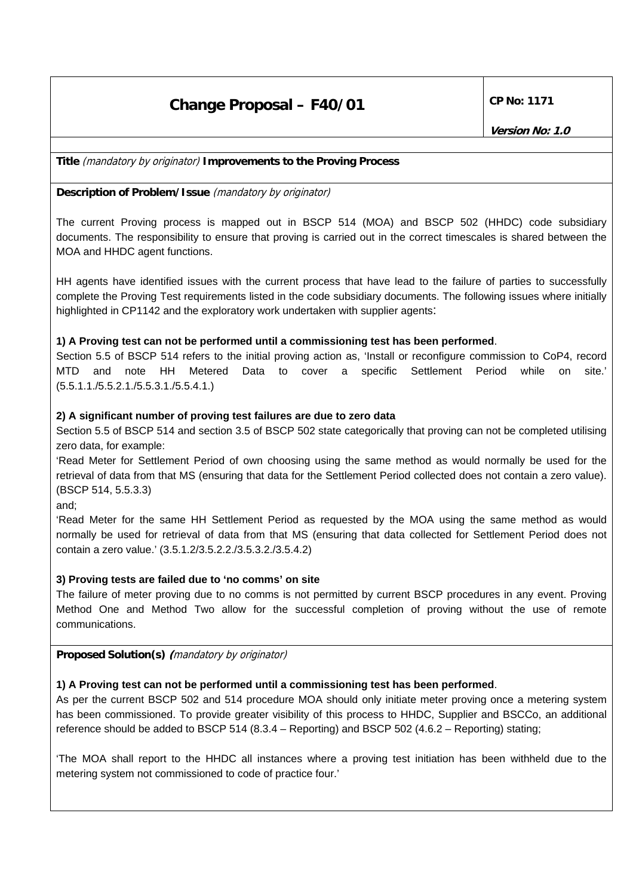# Change Proposal – F40/01

**CP No: 1171**

***Version No: 1.0***

**Title** *(mandatory by originator)* **Improvements to the Proving Process**

**Description of Problem/Issue** *(mandatory by originator)*

The current Proving process is mapped out in BSCP 514 (MOA) and BSCP 502 (HHDC) code subsidiary documents. The responsibility to ensure that proving is carried out in the correct timescales is shared between the MOA and HHDC agent functions.

HH agents have identified issues with the current process that have lead to the failure of parties to successfully complete the Proving Test requirements listed in the code subsidiary documents. The following issues where initially highlighted in CP1142 and the exploratory work undertaken with supplier agents:

**1) A Proving test can not be performed until a commissioning test has been performed**.

Section 5.5 of BSCP 514 refers to the initial proving action as, 'Install or reconfigure commission to CoP4, record MTD and note HH Metered Data to cover a specific Settlement Period while on site.' (5.5.1.1./5.5.2.1./5.5.3.1./5.5.4.1.)

**2) A significant number of proving test failures are due to zero data**

Section 5.5 of BSCP 514 and section 3.5 of BSCP 502 state categorically that proving can not be completed utilising zero data, for example:

'Read Meter for Settlement Period of own choosing using the same method as would normally be used for the retrieval of data from that MS (ensuring that data for the Settlement Period collected does not contain a zero value). (BSCP 514, 5.5.3.3)

and;

'Read Meter for the same HH Settlement Period as requested by the MOA using the same method as would normally be used for retrieval of data from that MS (ensuring that data collected for Settlement Period does not contain a zero value.' (3.5.1.2/3.5.2.2./3.5.3.2./3.5.4.2)

**3) Proving tests are failed due to 'no comms' on site**

The failure of meter proving due to no comms is not permitted by current BSCP procedures in any event. Proving Method One and Method Two allow for the successful completion of proving without the use of remote communications.

**Proposed Solution(s)** *(mandatory by originator)*

**1) A Proving test can not be performed until a commissioning test has been performed**.

As per the current BSCP 502 and 514 procedure MOA should only initiate meter proving once a metering system has been commissioned. To provide greater visibility of this process to HHDC, Supplier and BSCCo, an additional reference should be added to BSCP 514 (8.3.4 – Reporting) and BSCP 502 (4.6.2 – Reporting) stating;

'The MOA shall report to the HHDC all instances where a proving test initiation has been withheld due to the metering system not commissioned to code of practice four.'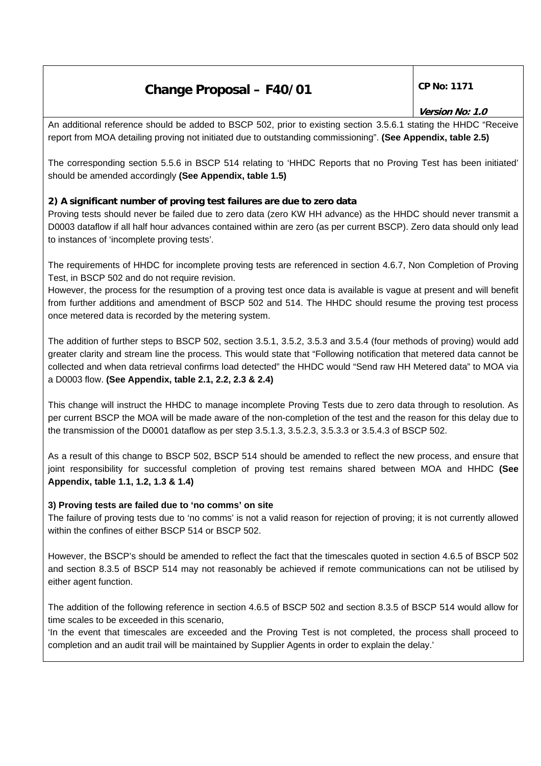An additional reference should be added to BSCP 502, prior to existing section 3.5.6.1 stating the HHDC "Receive report from MOA detailing proving not initiated due to outstanding commissioning". **(See Appendix, table 2.5)**

The corresponding section 5.5.6 in BSCP 514 relating to 'HHDC Reports that no Proving Test has been initiated' should be amended accordingly **(See Appendix, table 1.5)**

**2) A significant number of proving test failures are due to zero data**

Proving tests should never be failed due to zero data (zero KW HH advance) as the HHDC should never transmit a D0003 dataflow if all half hour advances contained within are zero (as per current BSCP). Zero data should only lead to instances of 'incomplete proving tests'.

The requirements of HHDC for incomplete proving tests are referenced in section 4.6.7, Non Completion of Proving Test, in BSCP 502 and do not require revision.

However, the process for the resumption of a proving test once data is available is vague at present and will benefit from further additions and amendment of BSCP 502 and 514. The HHDC should resume the proving test process once metered data is recorded by the metering system.

The addition of further steps to BSCP 502, section 3.5.1, 3.5.2, 3.5.3 and 3.5.4 (four methods of proving) would add greater clarity and stream line the process. This would state that "Following notification that metered data cannot be collected and when data retrieval confirms load detected" the HHDC would "Send raw HH Metered data" to MOA via a D0003 flow. **(See Appendix, table 2.1, 2.2, 2.3 & 2.4)**

This change will instruct the HHDC to manage incomplete Proving Tests due to zero data through to resolution. As per current BSCP the MOA will be made aware of the non-completion of the test and the reason for this delay due to the transmission of the D0001 dataflow as per step 3.5.1.3, 3.5.2.3, 3.5.3.3 or 3.5.4.3 of BSCP 502.

As a result of this change to BSCP 502, BSCP 514 should be amended to reflect the new process, and ensure that joint responsibility for successful completion of proving test remains shared between MOA and HHDC **(See Appendix, table 1.1, 1.2, 1.3 & 1.4)**

**3) Proving tests are failed due to 'no comms' on site**

The failure of proving tests due to 'no comms' is not a valid reason for rejection of proving; it is not currently allowed within the confines of either BSCP 514 or BSCP 502.

However, the BSCP's should be amended to reflect the fact that the timescales quoted in section 4.6.5 of BSCP 502 and section 8.3.5 of BSCP 514 may not reasonably be achieved if remote communications can not be utilised by either agent function.

The addition of the following reference in section 4.6.5 of BSCP 502 and section 8.3.5 of BSCP 514 would allow for time scales to be exceeded in this scenario,

'In the event that timescales are exceeded and the Proving Test is not completed, the process shall proceed to completion and an audit trail will be maintained by Supplier Agents in order to explain the delay.'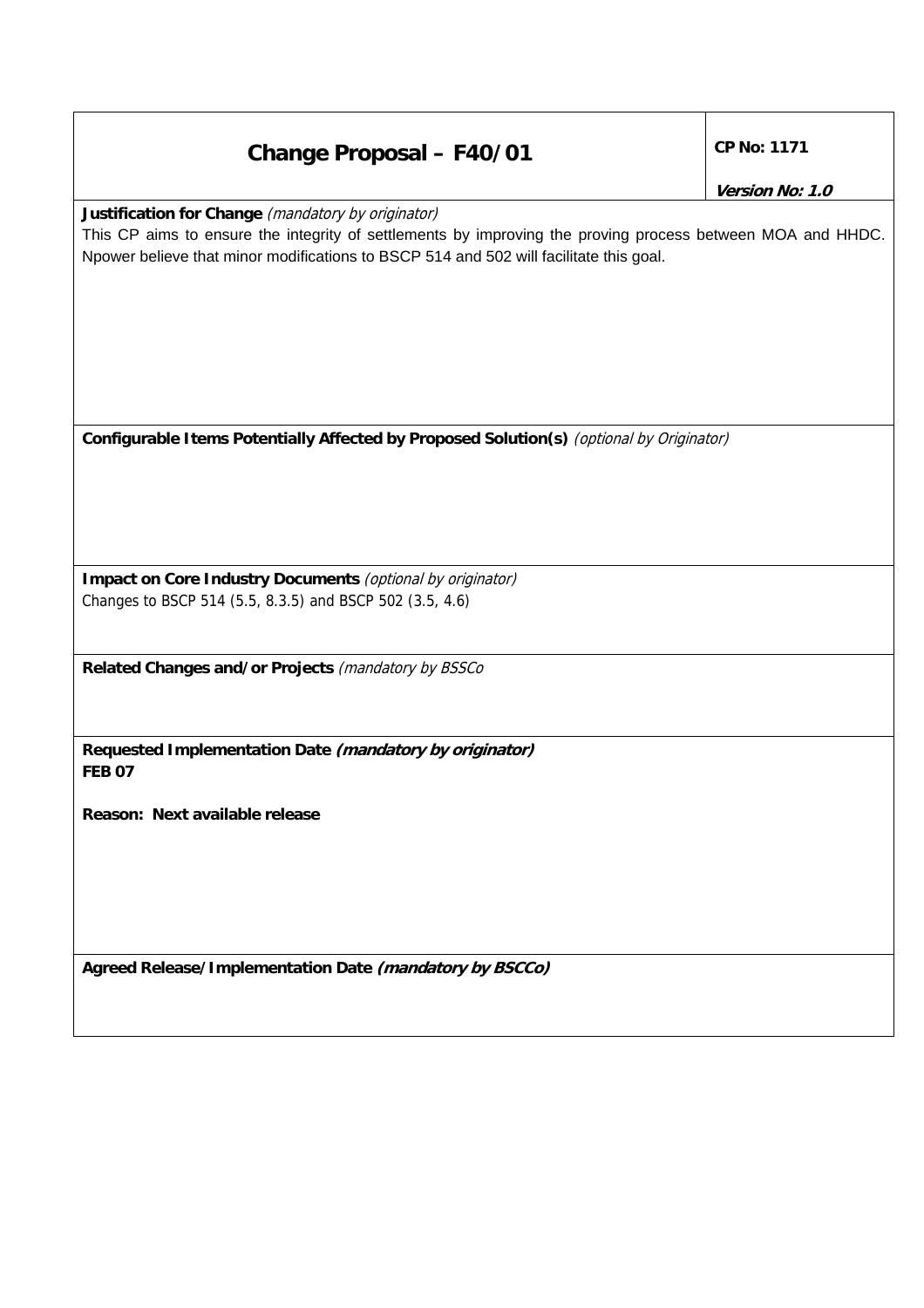# Change Proposal – F40/01

**CP No: 1171**

***Version No: 1.0***

**Justification for Change** *(mandatory by originator)*

This CP aims to ensure the integrity of settlements by improving the proving process between MOA and HHDC. Npower believe that minor modifications to BSCP 514 and 502 will facilitate this goal.

**Configurable Items Potentially Affected by Proposed Solution(s)** *(optional by Originator)*

**Impact on Core Industry Documents** *(optional by originator)*

Changes to BSCP 514 (5.5, 8.3.5) and BSCP 502 (3.5, 4.6)

**Related Changes and/or Projects** *(mandatory by BSSCo*

**Requested Implementation Date *(mandatory by originator)***

**FEB 07**

**Reason: Next available release**

**Agreed Release/Implementation Date *(mandatory by BSCCo)***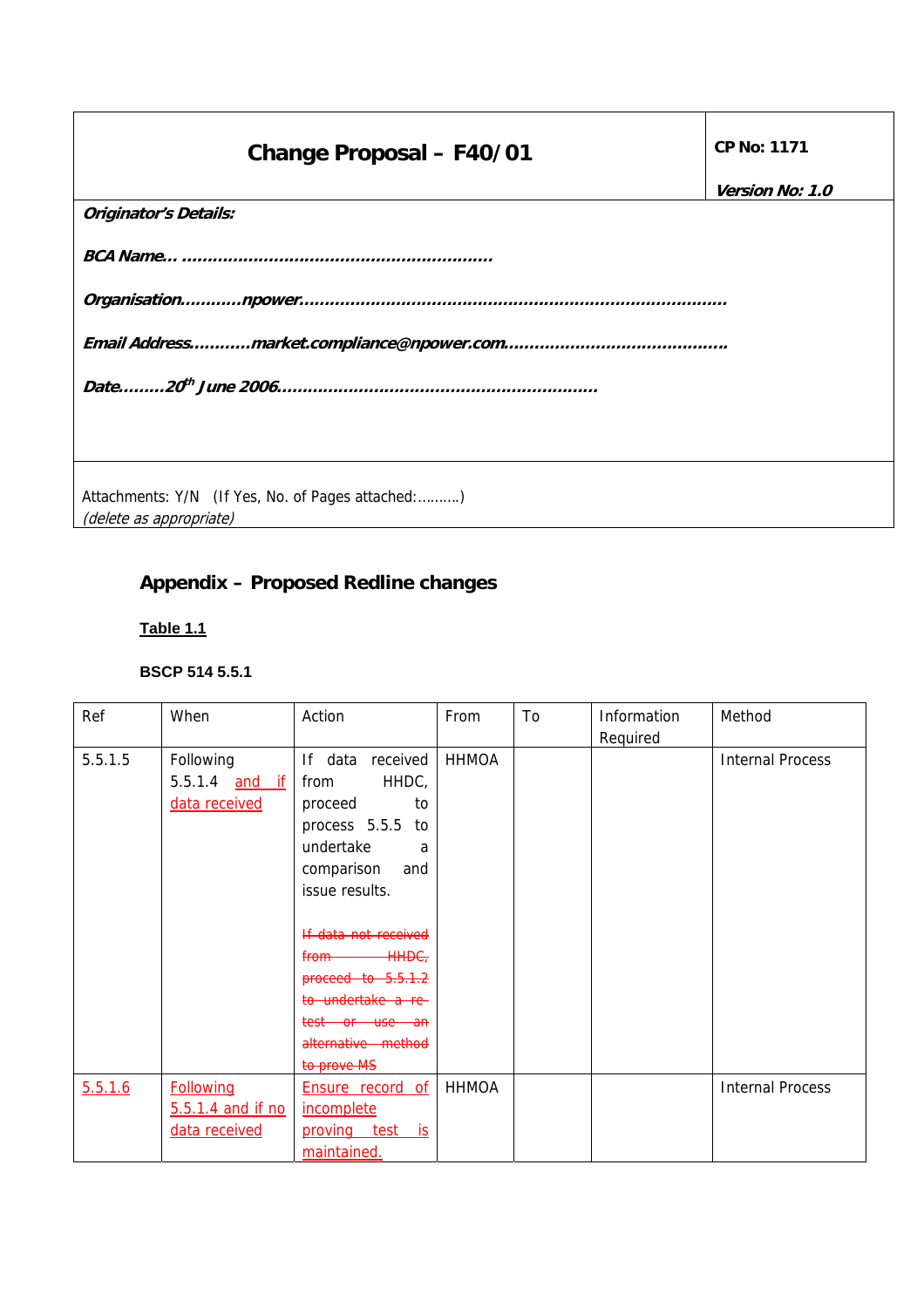| **Change Proposal – F40/01** | **CP No: 1171** *Version No: 1.0* |
|---|---|

***Originator's Details:***

***BCA Name… …………………………………………………***

***Organisation…………npower…………………………………………………………………………***

***Email Address…………market.compliance@npower.com……………………………………….***

***Date………20th June 2006……………………………………………………***

Attachments: Y/N (If Yes, No. of Pages attached:……….)
*(delete as appropriate)*

## Appendix – Proposed Redline changes

**Table 1.1**

**BSCP 514 5.5.1**

| Ref | When | Action | From | To | Information Required | Method |
|---|---|---|---|---|---|---|
| 5.5.1.5 | Following 5.5.1.4 and if data received | If data received from HHDC, proceed to process 5.5.5 to undertake a comparison and issue results. ~~If data not received from HHDC, proceed to 5.5.1.2 to undertake a re-test or use an alternative method to prove MS~~ | HHMOA | | | Internal Process |
| 5.5.1.6 | Following 5.5.1.4 and if no data received | Ensure record of incomplete proving test is maintained. | HHMOA | | | Internal Process |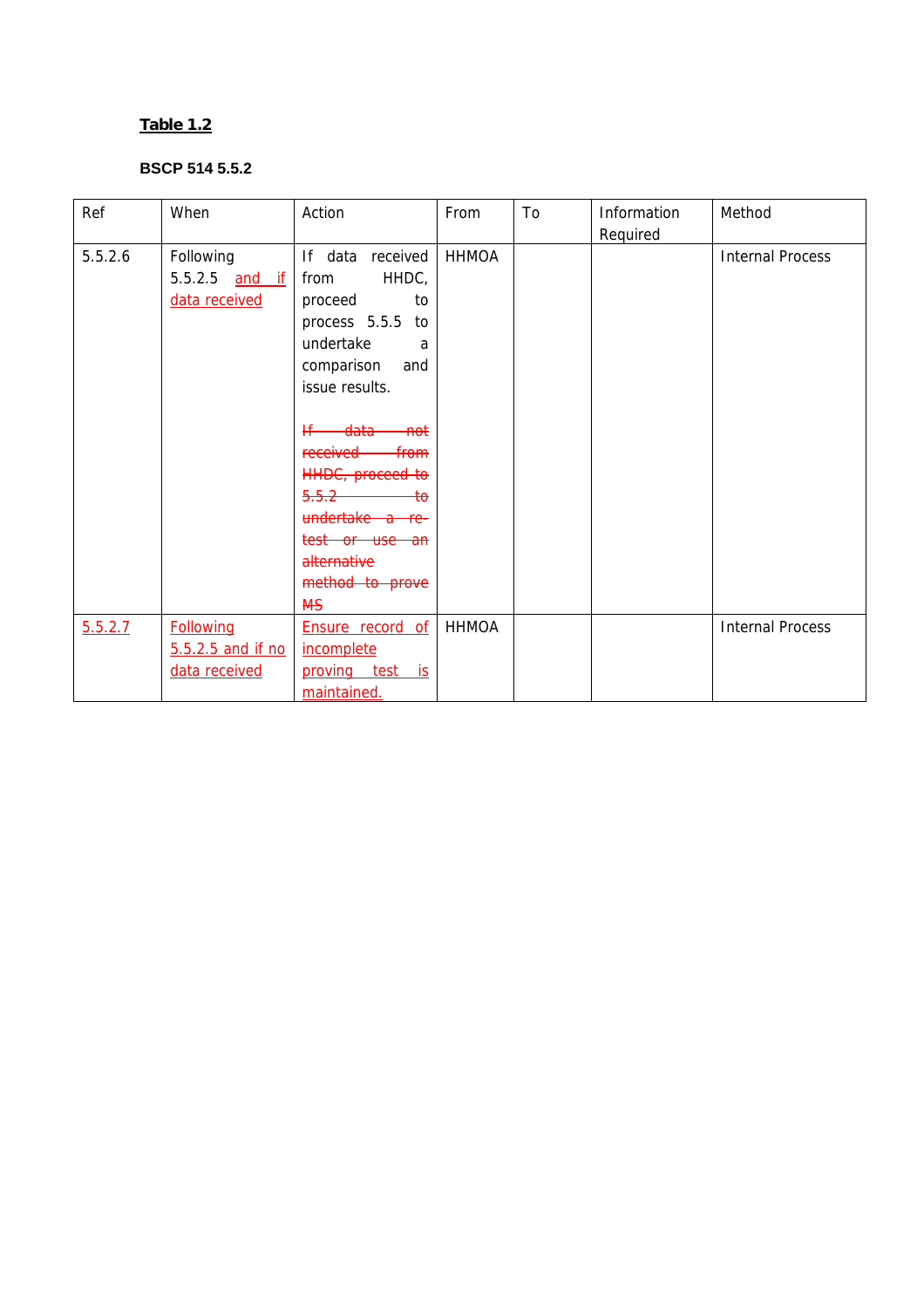**Table 1.2**

**BSCP 514 5.5.2**

| Ref | When | Action | From | To | Information Required | Method |
|---|---|---|---|---|---|---|
| 5.5.2.6 | Following 5.5.2.5 and if data received | If data received from HHDC, proceed to process 5.5.5 to undertake a comparison and issue results.<br><br>~~If data not received from HHDC, proceed to 5.5.2 to undertake a re-test or use an alternative method to prove MS~~ | HHMOA | | | Internal Process |
| 5.5.2.7 | Following 5.5.2.5 and if no data received | Ensure record of incomplete proving test is maintained. | HHMOA | | | Internal Process |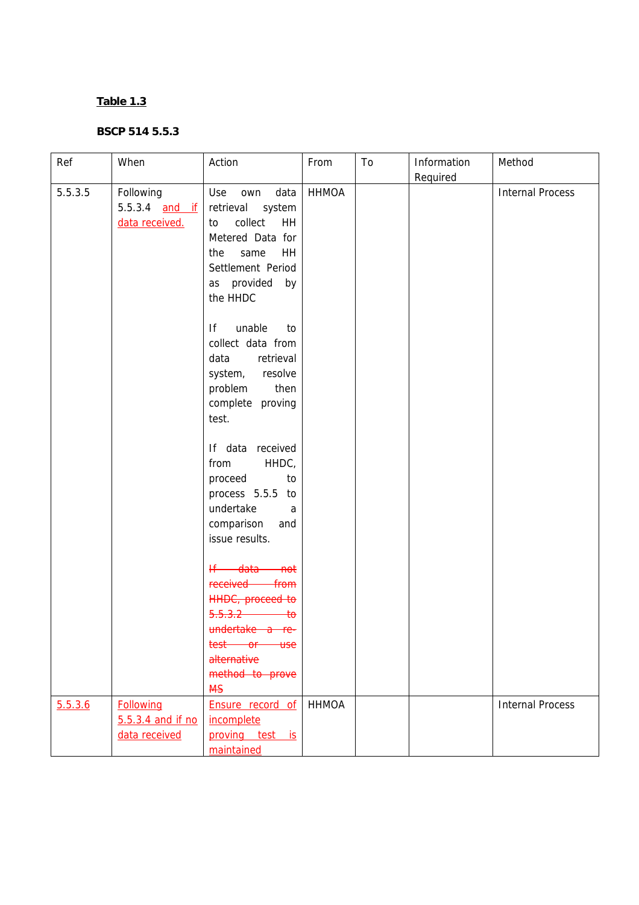**Table 1.3**

**BSCP 514 5.5.3**

| Ref | When | Action | From | To | Information Required | Method |
|---|---|---|---|---|---|---|
| 5.5.3.5 | Following 5.5.3.4 and if data received. | Use own data retrieval system to collect HH Metered Data for the same HH Settlement Period as provided by the HHDC<br><br>If unable to collect data from data retrieval system, resolve problem then complete proving test.<br><br>If data received from HHDC, proceed to process 5.5.5 to undertake a comparison and issue results.<br><br>~~If data not received from HHDC, proceed to 5.5.3.2 to undertake a re-test or use alternative method to prove MS~~ | HHMOA | | | Internal Process |
| 5.5.3.6 | Following 5.5.3.4 and if no data received | Ensure record of incomplete proving test is maintained | HHMOA | | | Internal Process |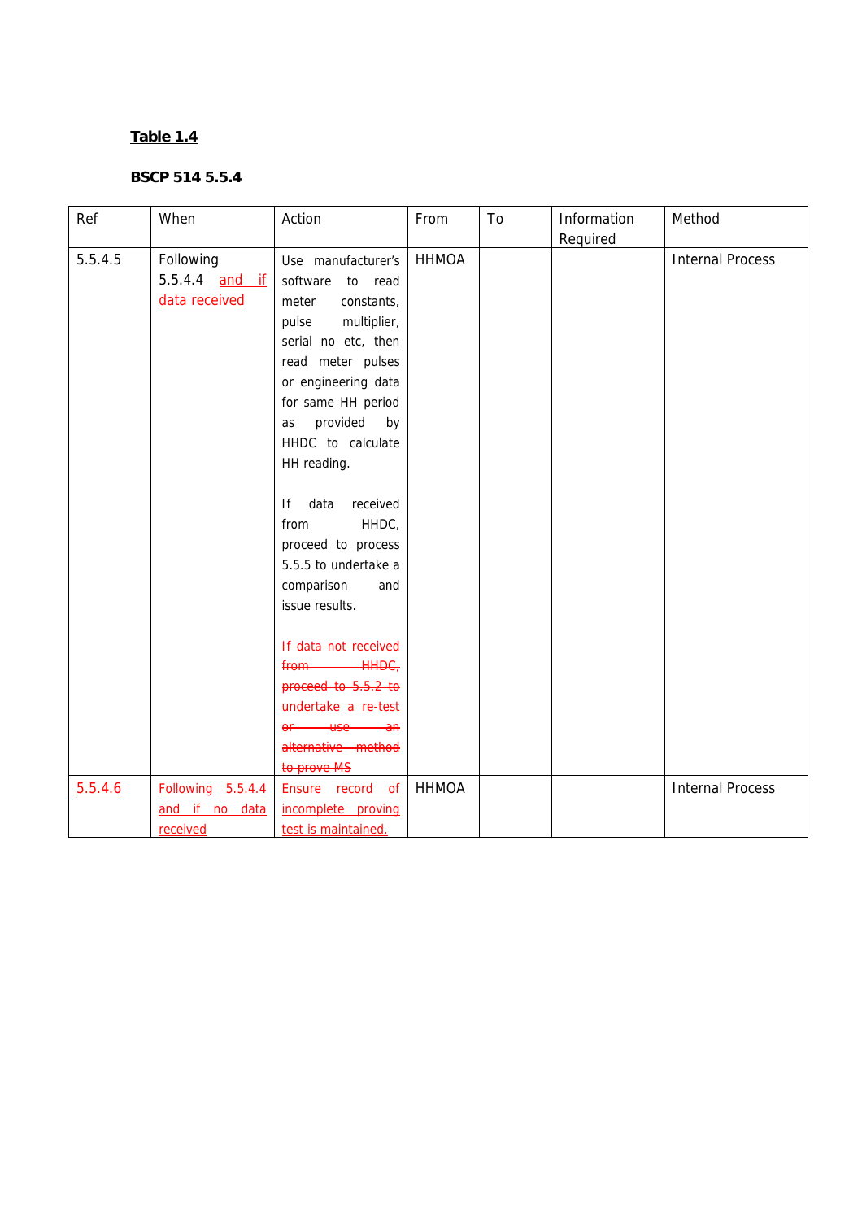**Table 1.4**

**BSCP 514 5.5.4**

| Ref | When | Action | From | To | Information Required | Method |
|---|---|---|---|---|---|---|
| 5.5.4.5 | Following 5.5.4.4 <ins>and if data received</ins> | Use manufacturer's software to read meter constants, pulse multiplier, serial no etc, then read meter pulses or engineering data for same HH period as provided by HHDC to calculate HH reading.<br><br>If data received from HHDC, proceed to process 5.5.5 to undertake a comparison and issue results.<br><br>~~If data not received from HHDC, proceed to 5.5.2 to undertake a re-test or use an alternative method to prove MS~~ | HHMOA | | | Internal Process |
| <ins>5.5.4.6</ins> | <ins>Following 5.5.4.4 and if no data received</ins> | <ins>Ensure record of incomplete proving test is maintained.</ins> | HHMOA | | | Internal Process |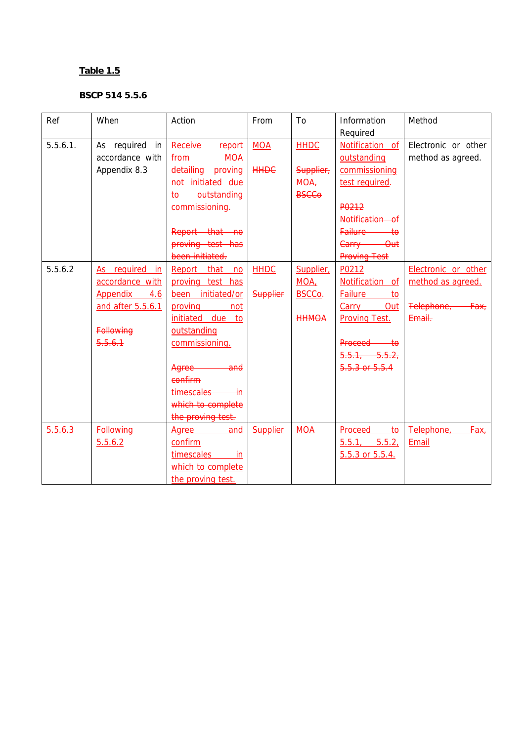**Table 1.5**

**BSCP 514 5.5.6**

| Ref | When | Action | From | To | Information Required | Method |
|---|---|---|---|---|---|---|
| 5.5.6.1. | As required in accordance with Appendix 8.3 | Receive report from MOA detailing proving not initiated due to outstanding commissioning. ~~Report that no proving test has been initiated.~~ | MOA ~~HHDC~~ | HHDC ~~Supplier, MOA, BSCCo~~ | Notification of outstanding commissioning test required. ~~P0212 Notification of Failure to Carry Out Proving Test~~ | Electronic or other method as agreed. |
| 5.5.6.2 | As required in accordance with Appendix 4.6 and after 5.5.6.1 ~~Following 5.5.6.1~~ | Report that no proving test has been initiated/or proving not initiated due to outstanding commissioning. ~~Agree and confirm timescales in which to complete the proving test.~~ | HHDC ~~Supplier~~ | Supplier, MOA, BSCCo. ~~HHMOA~~ | P0212 Notification of Failure to Carry Out Proving Test. ~~Proceed to 5.5.1, 5.5.2, 5.5.3 or 5.5.4~~ | Electronic or other method as agreed. ~~Telephone, Fax, Email.~~ |
| 5.5.6.3 | Following 5.5.6.2 | Agree and confirm timescales in which to complete the proving test. | Supplier | MOA | Proceed to 5.5.1, 5.5.2, 5.5.3 or 5.5.4. | Telephone, Fax, Email |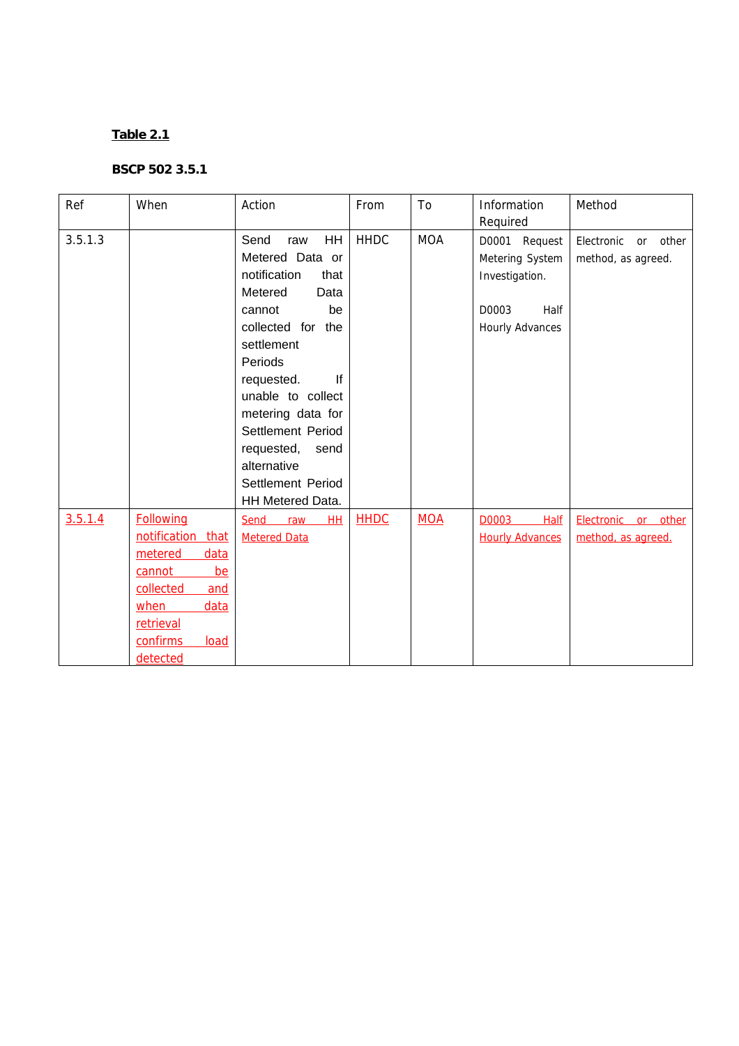**Table 2.1**

**BSCP 502 3.5.1**

| Ref | When | Action | From | To | Information Required | Method |
|---|---|---|---|---|---|---|
| 3.5.1.3 | | Send raw HH Metered Data or notification that Metered Data cannot be collected for the settlement Periods requested. If unable to collect metering data for Settlement Period requested, send alternative Settlement Period HH Metered Data. | HHDC | MOA | D0001 Request Metering System Investigation.<br><br>D0003 Half Hourly Advances | Electronic or other method, as agreed. |
| 3.5.1.4 | Following notification that metered data cannot be collected and when data retrieval confirms load detected | Send raw HH Metered Data | HHDC | MOA | D0003 Half Hourly Advances | Electronic or other method, as agreed. |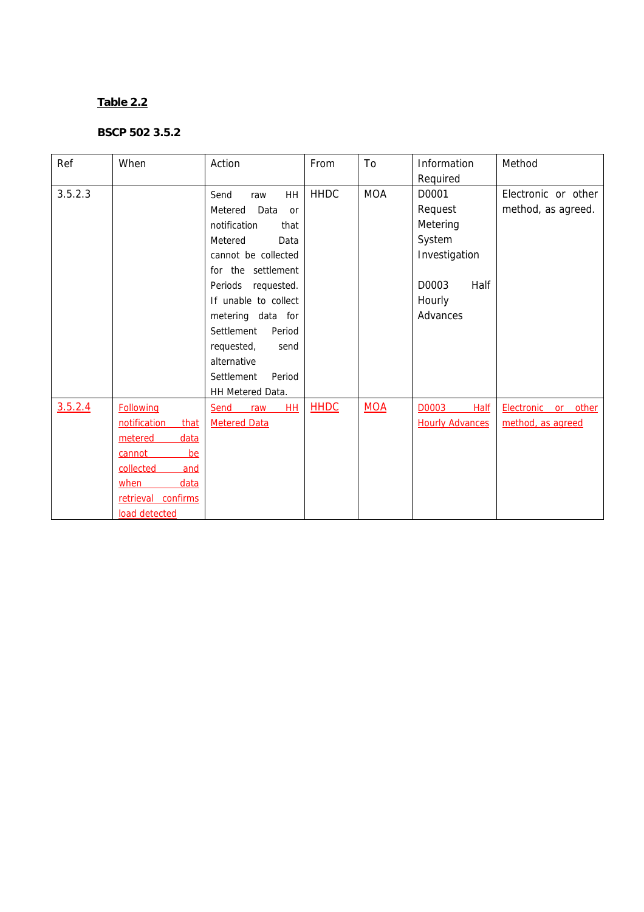**Table 2.2**

**BSCP 502 3.5.2**

| Ref | When | Action | From | To | Information Required | Method |
|---|---|---|---|---|---|---|
| 3.5.2.3 | | Send raw HH Metered Data or notification that Metered Data cannot be collected for the settlement Periods requested. If unable to collect metering data for Settlement Period requested, send alternative Settlement Period HH Metered Data. | HHDC | MOA | D0001 Request Metering System Investigation<br><br>D0003 Half Hourly Advances | Electronic or other method, as agreed. |
| 3.5.2.4 | Following notification that metered data cannot be collected and when data retrieval confirms load detected | Send raw HH Metered Data | HHDC | MOA | D0003 Half Hourly Advances | Electronic or other method, as agreed |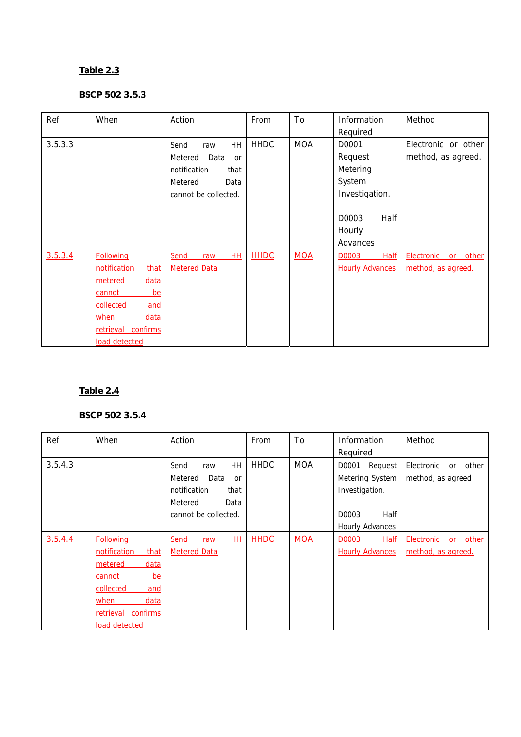**Table 2.3**

**BSCP 502 3.5.3**

| Ref | When | Action | From | To | Information Required | Method |
|---|---|---|---|---|---|---|
| 3.5.3.3 | | Send raw HH Metered Data or notification that Metered Data cannot be collected. | HHDC | MOA | D0001 Request Metering System Investigation.<br><br>D0003 Half Hourly Advances | Electronic or other method, as agreed. |
| 3.5.3.4 | Following notification that metered data cannot be collected and when data retrieval confirms load detected | Send raw HH Metered Data | HHDC | MOA | D0003 Half Hourly Advances | Electronic or other method, as agreed. |

**Table 2.4**

**BSCP 502 3.5.4**

| Ref | When | Action | From | To | Information Required | Method |
|---|---|---|---|---|---|---|
| 3.5.4.3 | | Send raw HH Metered Data or notification that Metered Data cannot be collected. | HHDC | MOA | D0001 Request Metering System Investigation.<br><br>D0003 Half Hourly Advances | Electronic or other method, as agreed |
| 3.5.4.4 | Following notification that metered data cannot be collected and when data retrieval confirms load detected | Send raw HH Metered Data | HHDC | MOA | D0003 Half Hourly Advances | Electronic or other method, as agreed. |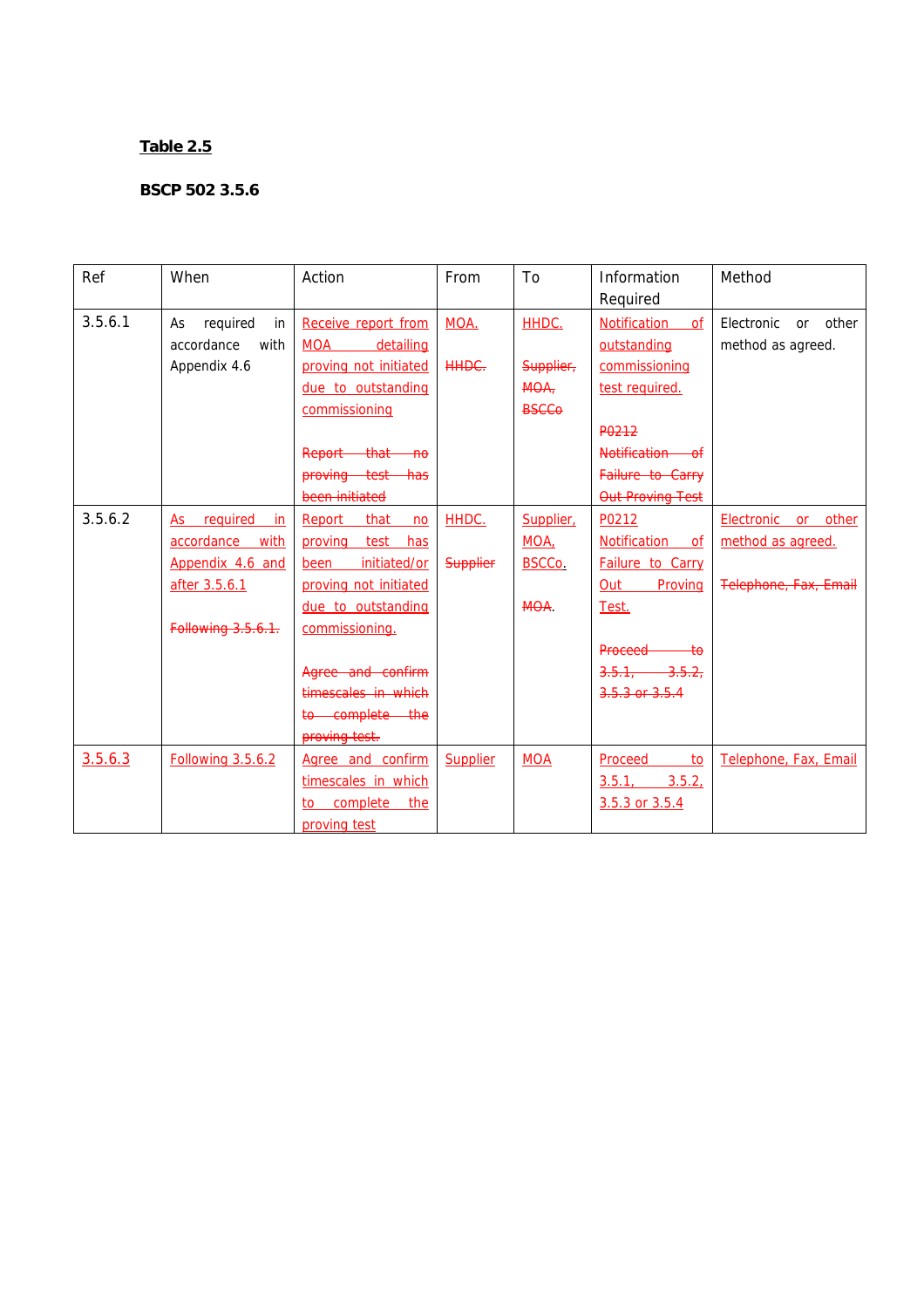**Table 2.5**

**BSCP 502 3.5.6**

| Ref | When | Action | From | To | Information Required | Method |
|---|---|---|---|---|---|---|
| 3.5.6.1 | As required in accordance with Appendix 4.6 | Receive report from MOA detailing proving not initiated due to outstanding commissioning<br><br>~~Report that no proving test has been initiated~~ | MOA.<br><br>~~HHDC.~~ | HHDC.<br><br>~~Supplier, MOA, BSCCo~~ | Notification of outstanding commissioning test required.<br><br>~~P0212 Notification of Failure to Carry Out Proving Test~~ | Electronic or other method as agreed. |
| 3.5.6.2 | As required in accordance with Appendix 4.6 and after 3.5.6.1<br><br>~~Following 3.5.6.1.~~ | Report that no proving test has been initiated/or proving not initiated due to outstanding commissioning.<br><br>~~Agree and confirm timescales in which to complete the proving test.~~ | HHDC.<br><br>~~Supplier~~ | Supplier, MOA, BSCCo.<br><br>~~MOA~~. | P0212 Notification of Failure to Carry Out Proving Test.<br><br>~~Proceed to 3.5.1, 3.5.2, 3.5.3 or 3.5.4~~ | Electronic or other method as agreed.<br><br>~~Telephone, Fax, Email~~ |
| 3.5.6.3 | Following 3.5.6.2 | Agree and confirm timescales in which to complete the proving test | Supplier | MOA | Proceed to 3.5.1, 3.5.2, 3.5.3 or 3.5.4 | Telephone, Fax, Email |